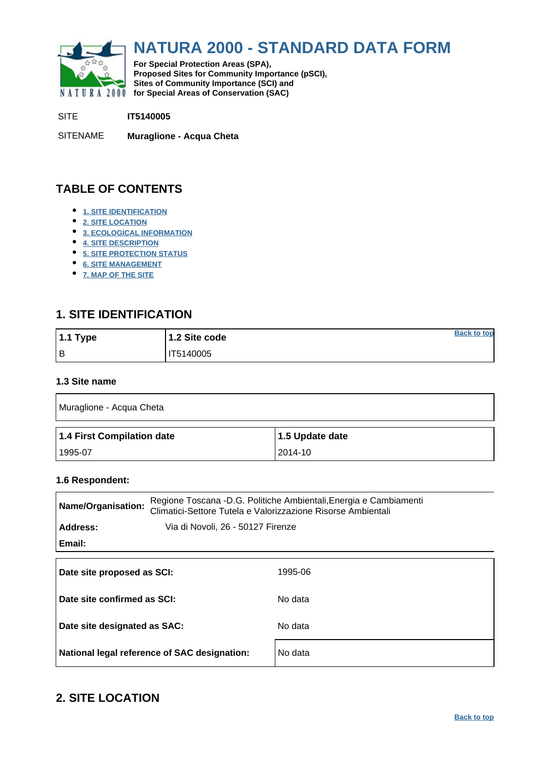# NATURA 2000 - STANDARD DATA FORM

**For Special Protection Areas (SPA),**
**Proposed Sites for Community Importance (pSCI),**
**Sites of Community Importance (SCI) and**
**for Special Areas of Conservation (SAC)**

SITE **IT5140005**

SITENAME **Muraglione - Acqua Cheta**

## TABLE OF CONTENTS

- 1. SITE IDENTIFICATION
- 2. SITE LOCATION
- 3. ECOLOGICAL INFORMATION
- 4. SITE DESCRIPTION
- 5. SITE PROTECTION STATUS
- 6. SITE MANAGEMENT
- 7. MAP OF THE SITE

## 1. SITE IDENTIFICATION

| 1.1 Type | 1.2 Site code |
| --- | --- |
| B | IT5140005 |

### 1.3 Site name

| Muraglione - Acqua Cheta |
| --- |

| 1.4 First Compilation date | 1.5 Update date |
| --- | --- |
| 1995-07 | 2014-10 |

### 1.6 Respondent:

| | |
| --- | --- |
| **Name/Organisation:** | Regione Toscana -D.G. Politiche Ambientali,Energia e Cambiamenti Climatici-Settore Tutela e Valorizzazione Risorse Ambientali |
| **Address:** | Via di Novoli, 26 - 50127 Firenze |
| **Email:** | |

| | |
| --- | --- |
| **Date site proposed as SCI:** | 1995-06 |
| **Date site confirmed as SCI:** | No data |
| **Date site designated as SAC:** | No data |
| **National legal reference of SAC designation:** | No data |

## 2. SITE LOCATION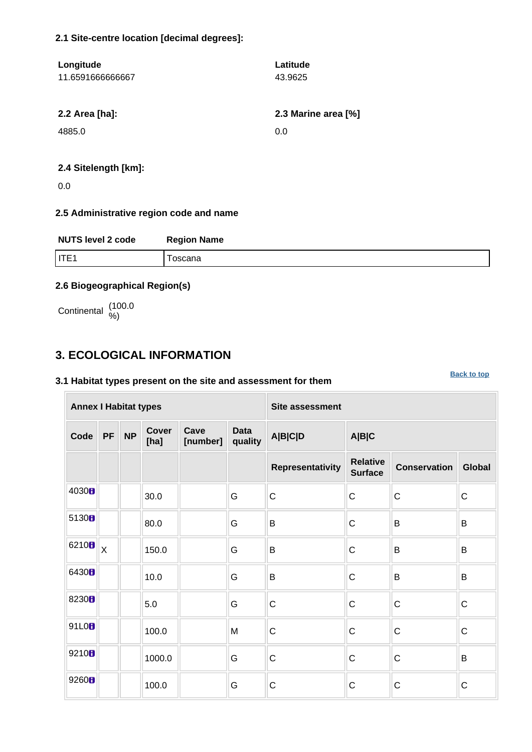#### 2.1 Site-centre location [decimal degrees]:

| Longitude | Latitude |
|---|---|
| 11.6591666666667 | 43.9625 |

| 2.2 Area [ha]: | 2.3 Marine area [%] |
|---|---|
| 4885.0 | 0.0 |

#### 2.4 Sitelength [km]:

0.0

#### 2.5 Administrative region code and name

| NUTS level 2 code | Region Name |
|---|---|
| ITE1 | Toscana |

#### 2.6 Biogeographical Region(s)

Continental (100.0 %)

## 3. ECOLOGICAL INFORMATION

Back to top

#### 3.1 Habitat types present on the site and assessment for them

| Annex I Habitat types | | | | | | Site assessment | | | |
|---|---|---|---|---|---|---|---|---|---|
| Code | PF | NP | Cover [ha] | Cave [number] | Data quality | A\|B\|C\|D | A\|B\|C | | |
| | | | | | | Representativity | Relative Surface | Conservation | Global |
| 4030 | | | 30.0 | | G | C | C | C | C |
| 5130 | | | 80.0 | | G | B | C | B | B |
| 6210 | X | | 150.0 | | G | B | C | B | B |
| 6430 | | | 10.0 | | G | B | C | B | B |
| 8230 | | | 5.0 | | G | C | C | C | C |
| 91L0 | | | 100.0 | | M | C | C | C | C |
| 9210 | | | 1000.0 | | G | C | C | C | B |
| 9260 | | | 100.0 | | G | C | C | C | C |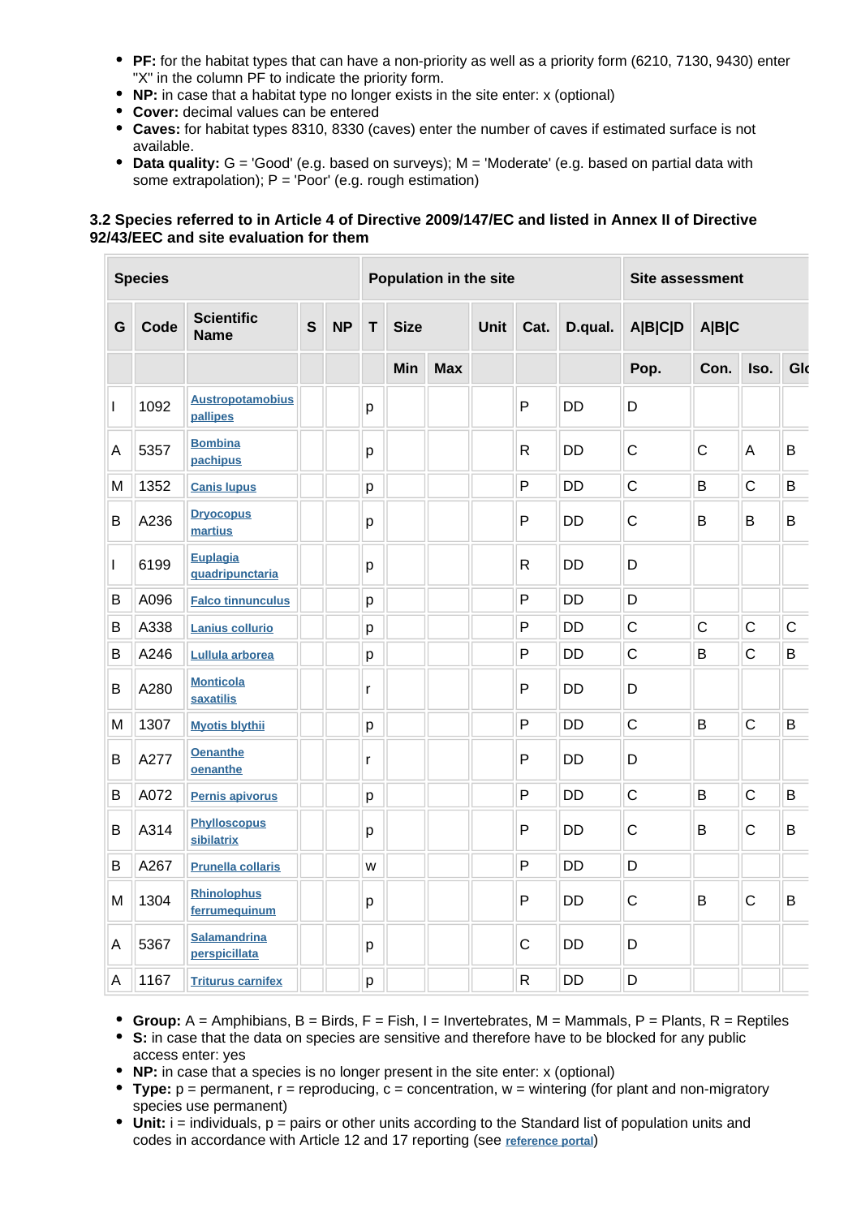- **PF:** for the habitat types that can have a non-priority as well as a priority form (6210, 7130, 9430) enter "X" in the column PF to indicate the priority form.
- **NP:** in case that a habitat type no longer exists in the site enter: x (optional)
- **Cover:** decimal values can be entered
- **Caves:** for habitat types 8310, 8330 (caves) enter the number of caves if estimated surface is not available.
- **Data quality:** G = 'Good' (e.g. based on surveys); M = 'Moderate' (e.g. based on partial data with some extrapolation); P = 'Poor' (e.g. rough estimation)

### 3.2 Species referred to in Article 4 of Directive 2009/147/EC and listed in Annex II of Directive 92/43/EEC and site evaluation for them

| Species | | | | | Population in the site | | | | | | Site assessment | | | |
|---|---|---|---|---|---|---|---|---|---|---|---|---|---|---|
| G | Code | Scientific Name | S | NP | T | Size | | Unit | Cat. | D.qual. | A\|B\|C\|D | A\|B\|C | | |
| | | | | | | Min | Max | | | | Pop. | Con. | Iso. | Glo |
| I | 1092 | Austropotamobius pallipes | | | p | | | | P | DD | D | | | |
| A | 5357 | Bombina pachipus | | | p | | | | R | DD | C | C | A | B |
| M | 1352 | Canis lupus | | | p | | | | P | DD | C | B | C | B |
| B | A236 | Dryocopus martius | | | p | | | | P | DD | C | B | B | B |
| I | 6199 | Euplagia quadripunctaria | | | p | | | | R | DD | D | | | |
| B | A096 | Falco tinnunculus | | | p | | | | P | DD | D | | | |
| B | A338 | Lanius collurio | | | p | | | | P | DD | C | C | C | C |
| B | A246 | Lullula arborea | | | p | | | | P | DD | C | B | C | B |
| B | A280 | Monticola saxatilis | | | r | | | | P | DD | D | | | |
| M | 1307 | Myotis blythii | | | p | | | | P | DD | C | B | C | B |
| B | A277 | Oenanthe oenanthe | | | r | | | | P | DD | D | | | |
| B | A072 | Pernis apivorus | | | p | | | | P | DD | C | B | C | B |
| B | A314 | Phylloscopus sibilatrix | | | p | | | | P | DD | C | B | C | B |
| B | A267 | Prunella collaris | | | w | | | | P | DD | D | | | |
| M | 1304 | Rhinolophus ferrumequinum | | | p | | | | P | DD | C | B | C | B |
| A | 5367 | Salamandrina perspicillata | | | p | | | | C | DD | D | | | |
| A | 1167 | Triturus carnifex | | | p | | | | R | DD | D | | | |

- **Group:** A = Amphibians, B = Birds, F = Fish, I = Invertebrates, M = Mammals, P = Plants, R = Reptiles
- **S:** in case that the data on species are sensitive and therefore have to be blocked for any public access enter: yes
- **NP:** in case that a species is no longer present in the site enter: x (optional)
- **Type:** p = permanent, r = reproducing, c = concentration, w = wintering (for plant and non-migratory species use permanent)
- **Unit:** i = individuals, p = pairs or other units according to the Standard list of population units and codes in accordance with Article 12 and 17 reporting (see reference portal)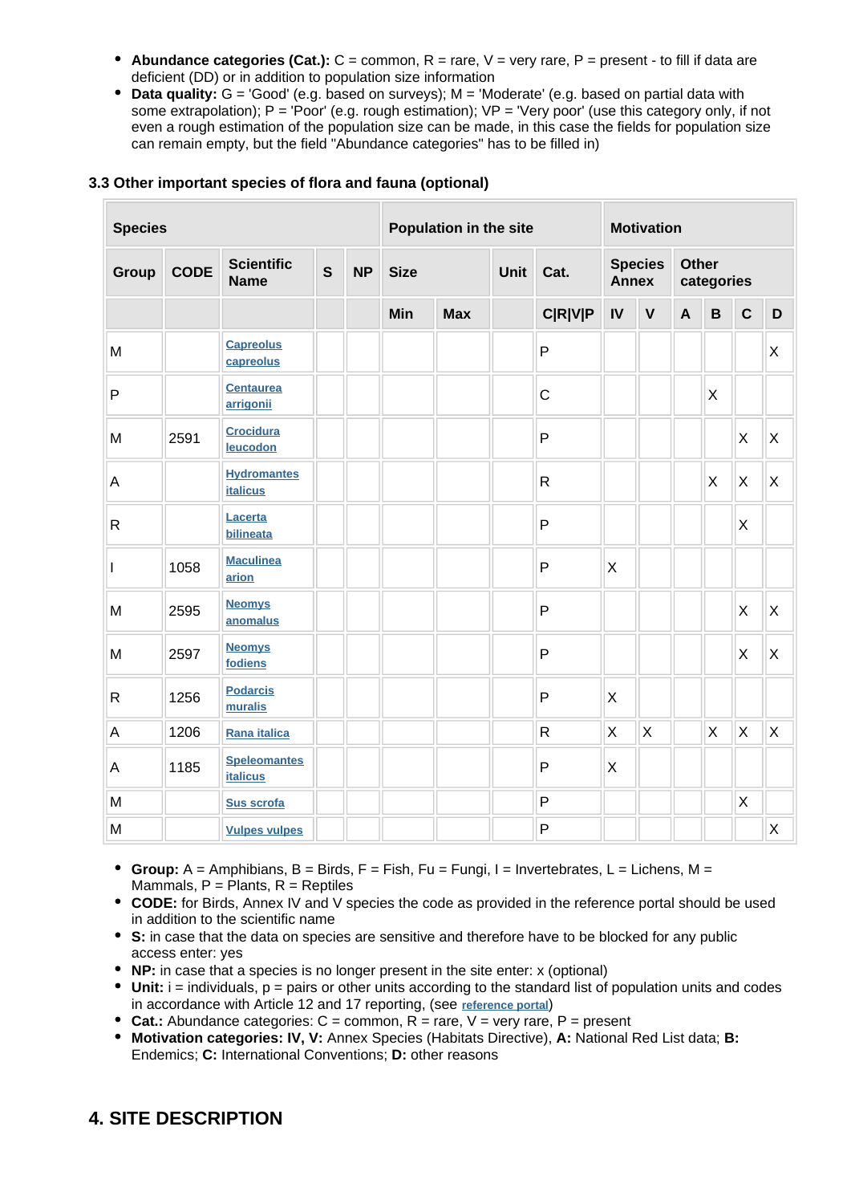- **Abundance categories (Cat.):** C = common, R = rare, V = very rare, P = present - to fill if data are deficient (DD) or in addition to population size information
- **Data quality:** G = 'Good' (e.g. based on surveys); M = 'Moderate' (e.g. based on partial data with some extrapolation); P = 'Poor' (e.g. rough estimation); VP = 'Very poor' (use this category only, if not even a rough estimation of the population size can be made, in this case the fields for population size can remain empty, but the field "Abundance categories" has to be filled in)

### 3.3 Other important species of flora and fauna (optional)

| Species | | | | | Population in the site | | | | Motivation | | | | | |
|---|---|---|---|---|---|---|---|---|---|---|---|---|---|---|
| Group | CODE | Scientific Name | S | NP | Size | | Unit | Cat. | Species Annex | | Other categories | | | |
| | | | | | Min | Max | | C\|R\|V\|P | IV | V | A | B | C | D |
| M | | Capreolus capreolus | | | | | | P | | | | | | X |
| P | | Centaurea arrigonii | | | | | | C | | | | X | | |
| M | 2591 | Crocidura leucodon | | | | | | P | | | | | X | X |
| A | | Hydromantes italicus | | | | | | R | | | | X | X | X |
| R | | Lacerta bilineata | | | | | | P | | | | | X | |
| I | 1058 | Maculinea arion | | | | | | P | X | | | | | |
| M | 2595 | Neomys anomalus | | | | | | P | | | | | X | X |
| M | 2597 | Neomys fodiens | | | | | | P | | | | | X | X |
| R | 1256 | Podarcis muralis | | | | | | P | X | | | | | |
| A | 1206 | Rana italica | | | | | | R | X | X | | X | X | X |
| A | 1185 | Speleomantes italicus | | | | | | P | X | | | | | |
| M | | Sus scrofa | | | | | | P | | | | | X | |
| M | | Vulpes vulpes | | | | | | P | | | | | | X |

- **Group:** A = Amphibians, B = Birds, F = Fish, Fu = Fungi, I = Invertebrates, L = Lichens, M = Mammals, P = Plants, R = Reptiles
- **CODE:** for Birds, Annex IV and V species the code as provided in the reference portal should be used in addition to the scientific name
- **S:** in case that the data on species are sensitive and therefore have to be blocked for any public access enter: yes
- **NP:** in case that a species is no longer present in the site enter: x (optional)
- **Unit:** i = individuals, p = pairs or other units according to the standard list of population units and codes in accordance with Article 12 and 17 reporting, (see reference portal)
- **Cat.:** Abundance categories: C = common, R = rare, V = very rare, P = present
- **Motivation categories: IV, V:** Annex Species (Habitats Directive), **A:** National Red List data; **B:** Endemics; **C:** International Conventions; **D:** other reasons

## 4. SITE DESCRIPTION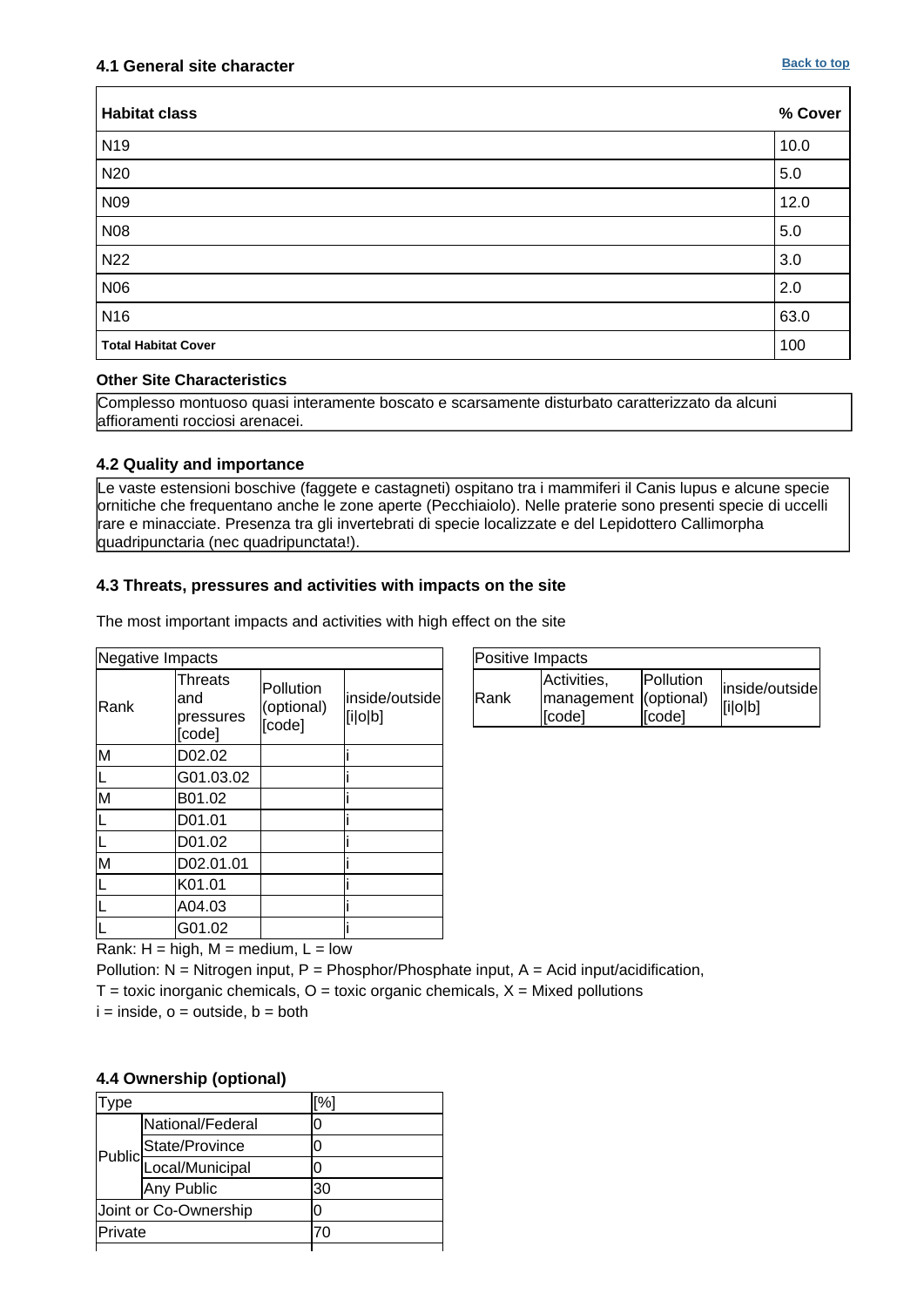### 4.1 General site character

Back to top

| Habitat class | % Cover |
|---|---|
| N19 | 10.0 |
| N20 | 5.0 |
| N09 | 12.0 |
| N08 | 5.0 |
| N22 | 3.0 |
| N06 | 2.0 |
| N16 | 63.0 |
| **Total Habitat Cover** | 100 |

**Other Site Characteristics**

Complesso montuoso quasi interamente boscato e scarsamente disturbato caratterizzato da alcuni affioramenti rocciosi arenacei.

### 4.2 Quality and importance

Le vaste estensioni boschive (faggete e castagneti) ospitano tra i mammiferi il Canis lupus e alcune specie ornitiche che frequentano anche le zone aperte (Pecchiaiolo). Nelle praterie sono presenti specie di uccelli rare e minacciate. Presenza tra gli invertebrati di specie localizzate e del Lepidottero Callimorpha quadripunctaria (nec quadripunctata!).

### 4.3 Threats, pressures and activities with impacts on the site

The most important impacts and activities with high effect on the site

| Negative Impacts | | | |
|---|---|---|---|
| Rank | Threats and pressures [code] | Pollution (optional) [code] | inside/outside [i\|o\|b] |
| M | D02.02 | | i |
| L | G01.03.02 | | i |
| M | B01.02 | | i |
| L | D01.01 | | i |
| L | D01.02 | | i |
| M | D02.01.01 | | i |
| L | K01.01 | | i |
| L | A04.03 | | i |
| L | G01.02 | | i |

| Positive Impacts | | | |
|---|---|---|---|
| Rank | Activities, management [code] | Pollution (optional) [code] | inside/outside [i\|o\|b] |

Rank: H = high, M = medium, L = low

Pollution: N = Nitrogen input, P = Phosphor/Phosphate input, A = Acid input/acidification,
T = toxic inorganic chemicals, O = toxic organic chemicals, X = Mixed pollutions

i = inside, o = outside, b = both

### 4.4 Ownership (optional)

| Type | | [%] |
|---|---|---|
| Public | National/Federal | 0 |
| | State/Province | 0 |
| | Local/Municipal | 0 |
| | Any Public | 30 |
| Joint or Co-Ownership | | 0 |
| Private | | 70 |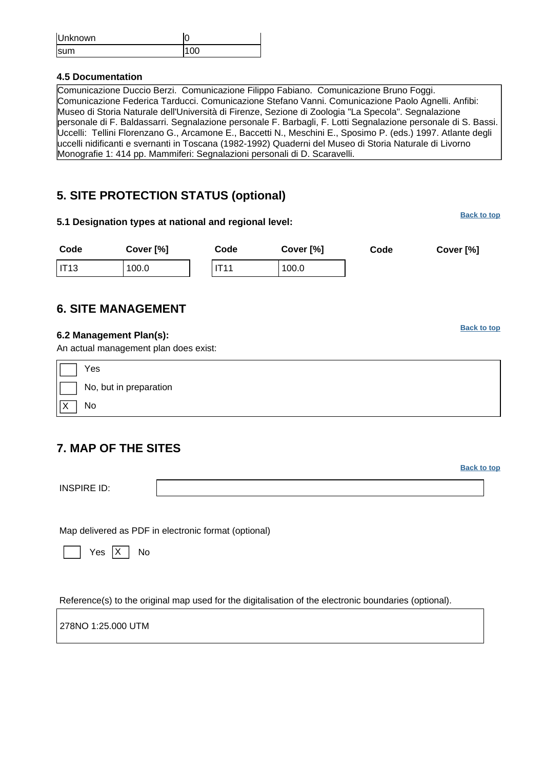| | |
|---|---|
| Unknown | 0 |
| sum | 100 |

**4.5 Documentation**

Comunicazione Duccio Berzi. Comunicazione Filippo Fabiano. Comunicazione Bruno Foggi. Comunicazione Federica Tarducci. Comunicazione Stefano Vanni. Comunicazione Paolo Agnelli. Anfibi: Museo di Storia Naturale dell'Università di Firenze, Sezione di Zoologia "La Specola". Segnalazione personale di F. Baldassarri. Segnalazione personale F. Barbagli, F. Lotti Segnalazione personale di S. Bassi. Uccelli: Tellini Florenzano G., Arcamone E., Baccetti N., Meschini E., Sposimo P. (eds.) 1997. Atlante degli uccelli nidificanti e svernanti in Toscana (1982-1992) Quaderni del Museo di Storia Naturale di Livorno Monografie 1: 414 pp. Mammiferi: Segnalazioni personali di D. Scaravelli.

## 5. SITE PROTECTION STATUS (optional)

Back to top

**5.1 Designation types at national and regional level:**

| Code | Cover [%] | Code | Cover [%] | Code | Cover [%] |
|---|---|---|---|---|---|
| IT13 | 100.0 | IT11 | 100.0 | | |

## 6. SITE MANAGEMENT

Back to top

**6.2 Management Plan(s):**

An actual management plan does exist:

- [ ] Yes
- [ ] No, but in preparation
- [X] No

## 7. MAP OF THE SITES

Back to top

INSPIRE ID:

Map delivered as PDF in electronic format (optional)

[ ] Yes [X] No

Reference(s) to the original map used for the digitalisation of the electronic boundaries (optional).

278NO 1:25.000 UTM